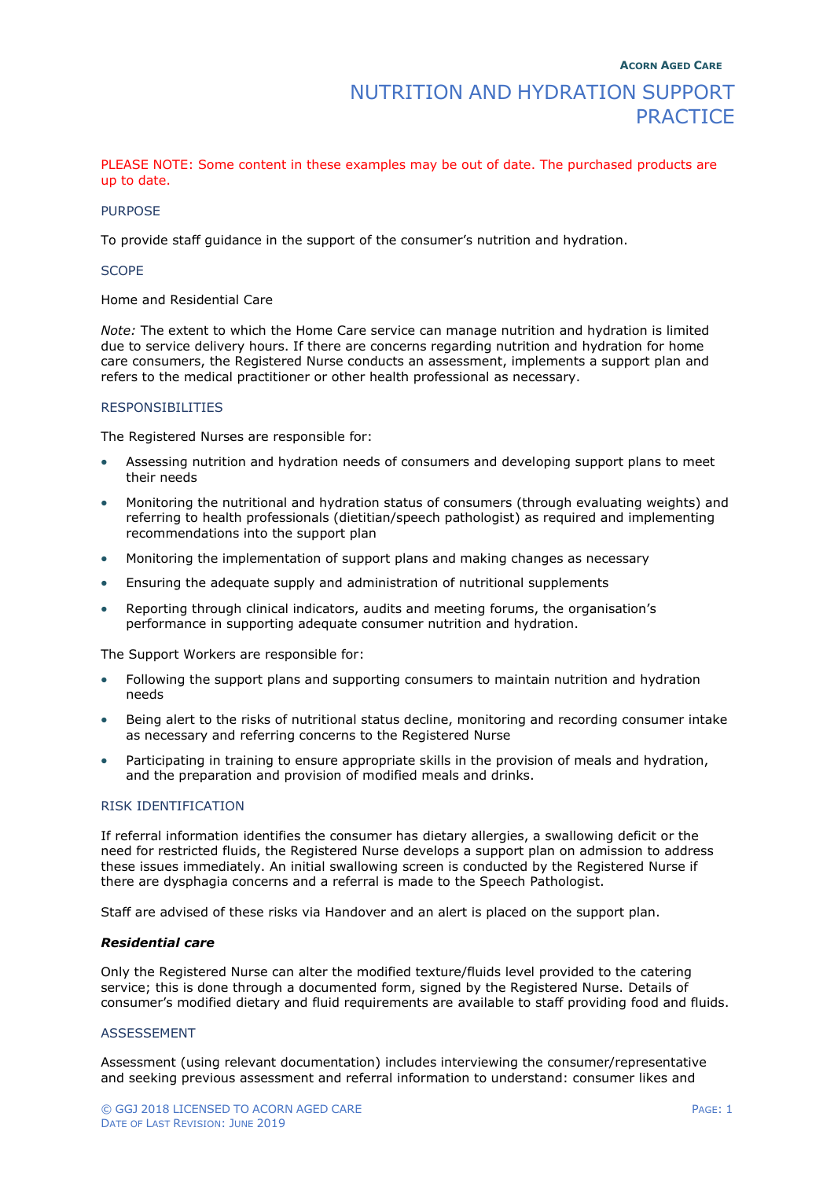# NUTRITION AND HYDRATION SUPPORT PRACTICE

PLEASE NOTE: Some content in these examples may be out of date. The purchased products are up to date.

## PURPOSE

To provide staff guidance in the support of the consumer's nutrition and hydration.

## SCOPE

Home and Residential Care

*Note:* The extent to which the Home Care service can manage nutrition and hydration is limited due to service delivery hours. If there are concerns regarding nutrition and hydration for home care consumers, the Registered Nurse conducts an assessment, implements a support plan and refers to the medical practitioner or other health professional as necessary.

## RESPONSIBILITIES

The Registered Nurses are responsible for:

- Assessing nutrition and hydration needs of consumers and developing support plans to meet their needs
- Monitoring the nutritional and hydration status of consumers (through evaluating weights) and referring to health professionals (dietitian/speech pathologist) as required and implementing recommendations into the support plan
- Monitoring the implementation of support plans and making changes as necessary
- Ensuring the adequate supply and administration of nutritional supplements
- Reporting through clinical indicators, audits and meeting forums, the organisation's performance in supporting adequate consumer nutrition and hydration.

The Support Workers are responsible for:

- Following the support plans and supporting consumers to maintain nutrition and hydration needs
- Being alert to the risks of nutritional status decline, monitoring and recording consumer intake as necessary and referring concerns to the Registered Nurse
- Participating in training to ensure appropriate skills in the provision of meals and hydration, and the preparation and provision of modified meals and drinks.

## RISK IDENTIFICATION

If referral information identifies the consumer has dietary allergies, a swallowing deficit or the need for restricted fluids, the Registered Nurse develops a support plan on admission to address these issues immediately. An initial swallowing screen is conducted by the Registered Nurse if there are dysphagia concerns and a referral is made to the Speech Pathologist.

Staff are advised of these risks via Handover and an alert is placed on the support plan.

### *Residential care*

Only the Registered Nurse can alter the modified texture/fluids level provided to the catering service; this is done through a documented form, signed by the Registered Nurse. Details of consumer's modified dietary and fluid requirements are available to staff providing food and fluids.

## ASSESSEMENT

Assessment (using relevant documentation) includes interviewing the consumer/representative and seeking previous assessment and referral information to understand: consumer likes and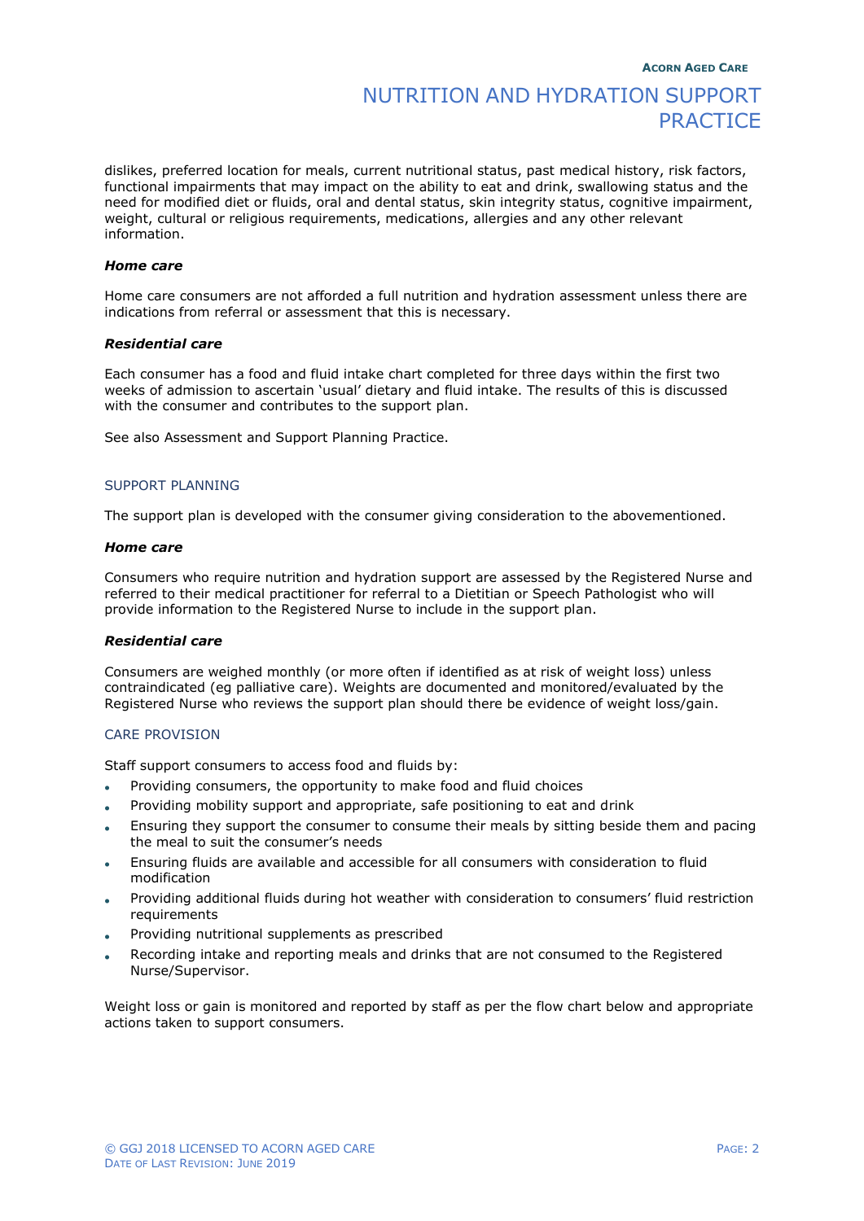dislikes, preferred location for meals, current nutritional status, past medical history, risk factors, functional impairments that may impact on the ability to eat and drink, swallowing status and the need for modified diet or fluids, oral and dental status, skin integrity status, cognitive impairment, weight, cultural or religious requirements, medications, allergies and any other relevant information.

***Home care***

Home care consumers are not afforded a full nutrition and hydration assessment unless there are indications from referral or assessment that this is necessary.

***Residential care***

Each consumer has a food and fluid intake chart completed for three days within the first two weeks of admission to ascertain 'usual' dietary and fluid intake. The results of this is discussed with the consumer and contributes to the support plan.

See also Assessment and Support Planning Practice.

## SUPPORT PLANNING

The support plan is developed with the consumer giving consideration to the abovementioned.

***Home care***

Consumers who require nutrition and hydration support are assessed by the Registered Nurse and referred to their medical practitioner for referral to a Dietitian or Speech Pathologist who will provide information to the Registered Nurse to include in the support plan.

***Residential care***

Consumers are weighed monthly (or more often if identified as at risk of weight loss) unless contraindicated (eg palliative care). Weights are documented and monitored/evaluated by the Registered Nurse who reviews the support plan should there be evidence of weight loss/gain.

## CARE PROVISION

Staff support consumers to access food and fluids by:

- Providing consumers, the opportunity to make food and fluid choices
- Providing mobility support and appropriate, safe positioning to eat and drink
- Ensuring they support the consumer to consume their meals by sitting beside them and pacing the meal to suit the consumer's needs
- Ensuring fluids are available and accessible for all consumers with consideration to fluid modification
- Providing additional fluids during hot weather with consideration to consumers' fluid restriction requirements
- Providing nutritional supplements as prescribed
- Recording intake and reporting meals and drinks that are not consumed to the Registered Nurse/Supervisor.

Weight loss or gain is monitored and reported by staff as per the flow chart below and appropriate actions taken to support consumers.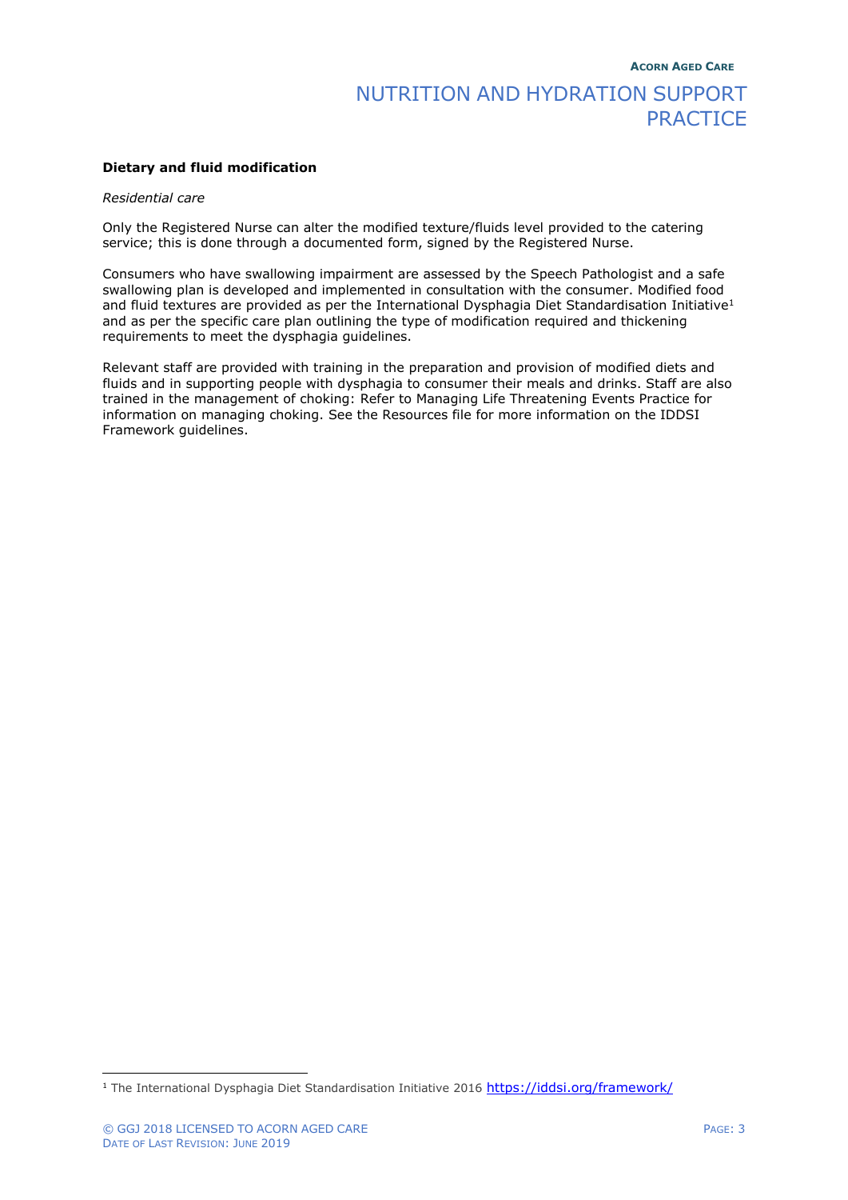**Dietary and fluid modification**

*Residential care*

Only the Registered Nurse can alter the modified texture/fluids level provided to the catering service; this is done through a documented form, signed by the Registered Nurse.

Consumers who have swallowing impairment are assessed by the Speech Pathologist and a safe swallowing plan is developed and implemented in consultation with the consumer. Modified food and fluid textures are provided as per the International Dysphagia Diet Standardisation Initiative[1] and as per the specific care plan outlining the type of modification required and thickening requirements to meet the dysphagia guidelines.

Relevant staff are provided with training in the preparation and provision of modified diets and fluids and in supporting people with dysphagia to consumer their meals and drinks. Staff are also trained in the management of choking: Refer to Managing Life Threatening Events Practice for information on managing choking. See the Resources file for more information on the IDDSI Framework guidelines.

[1] The International Dysphagia Diet Standardisation Initiative 2016 https://iddsi.org/framework/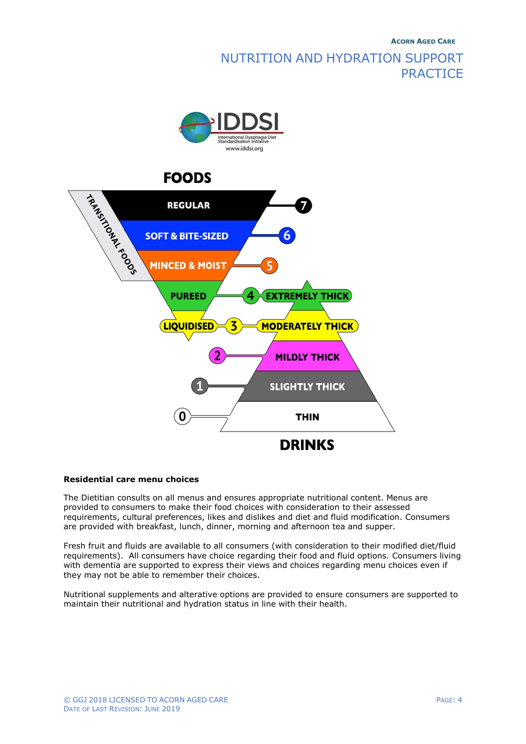IDDSI

International Dysphagia Diet Standardisation Initiative

www.iddsi.org

**FOODS**

- 7 REGULAR
- 6 SOFT & BITE-SIZED
- 5 MINCED & MOIST
- 4 PUREED / EXTREMELY THICK
- 3 LIQUIDISED / MODERATELY THICK
- 2 MILDLY THICK
- 1 SLIGHTLY THICK
- 0 THIN

TRANSITIONAL FOODS

**DRINKS**

**Residential care menu choices**

The Dietitian consults on all menus and ensures appropriate nutritional content. Menus are provided to consumers to make their food choices with consideration to their assessed requirements, cultural preferences, likes and dislikes and diet and fluid modification. Consumers are provided with breakfast, lunch, dinner, morning and afternoon tea and supper.

Fresh fruit and fluids are available to all consumers (with consideration to their modified diet/fluid requirements). All consumers have choice regarding their food and fluid options. Consumers living with dementia are supported to express their views and choices regarding menu choices even if they may not be able to remember their choices.

Nutritional supplements and alterative options are provided to ensure consumers are supported to maintain their nutritional and hydration status in line with their health.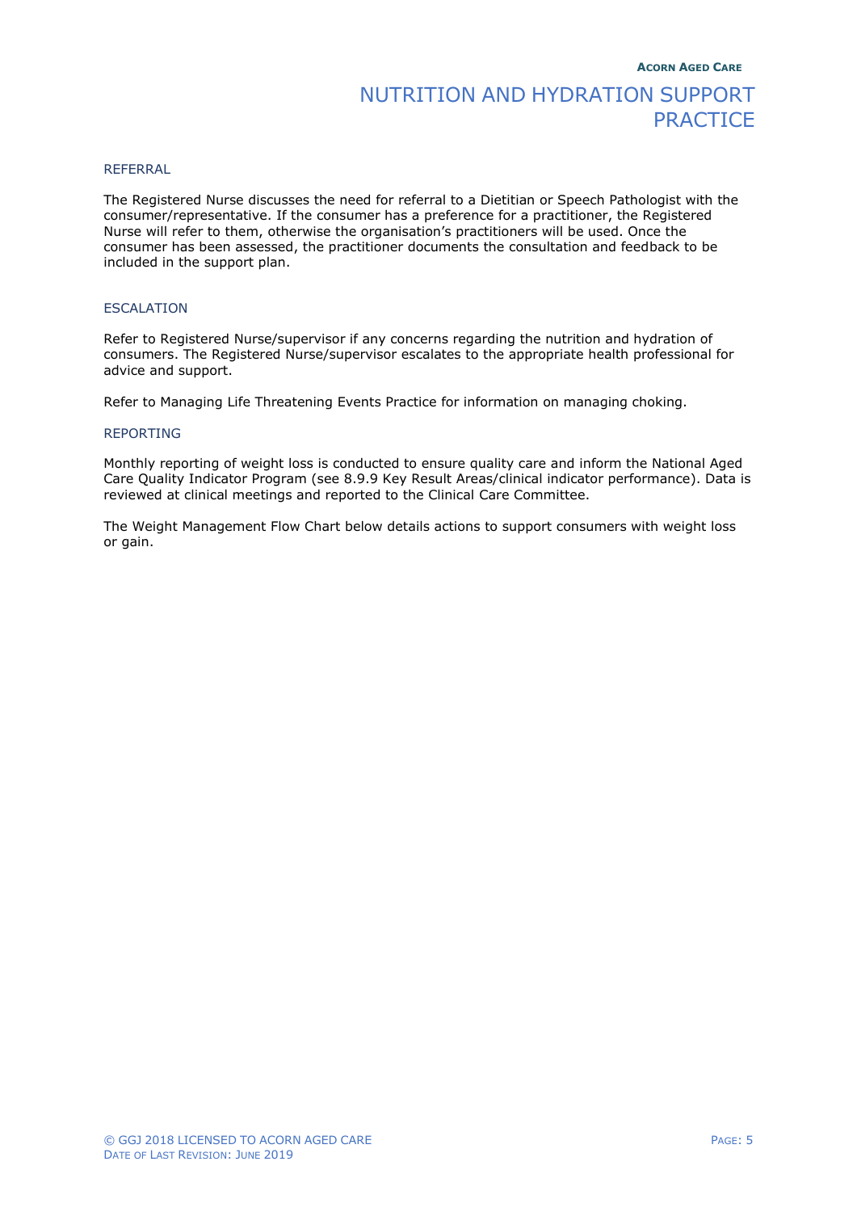## REFERRAL

The Registered Nurse discusses the need for referral to a Dietitian or Speech Pathologist with the consumer/representative. If the consumer has a preference for a practitioner, the Registered Nurse will refer to them, otherwise the organisation's practitioners will be used. Once the consumer has been assessed, the practitioner documents the consultation and feedback to be included in the support plan.

## ESCALATION

Refer to Registered Nurse/supervisor if any concerns regarding the nutrition and hydration of consumers. The Registered Nurse/supervisor escalates to the appropriate health professional for advice and support.

Refer to Managing Life Threatening Events Practice for information on managing choking.

## REPORTING

Monthly reporting of weight loss is conducted to ensure quality care and inform the National Aged Care Quality Indicator Program (see 8.9.9 Key Result Areas/clinical indicator performance). Data is reviewed at clinical meetings and reported to the Clinical Care Committee.

The Weight Management Flow Chart below details actions to support consumers with weight loss or gain.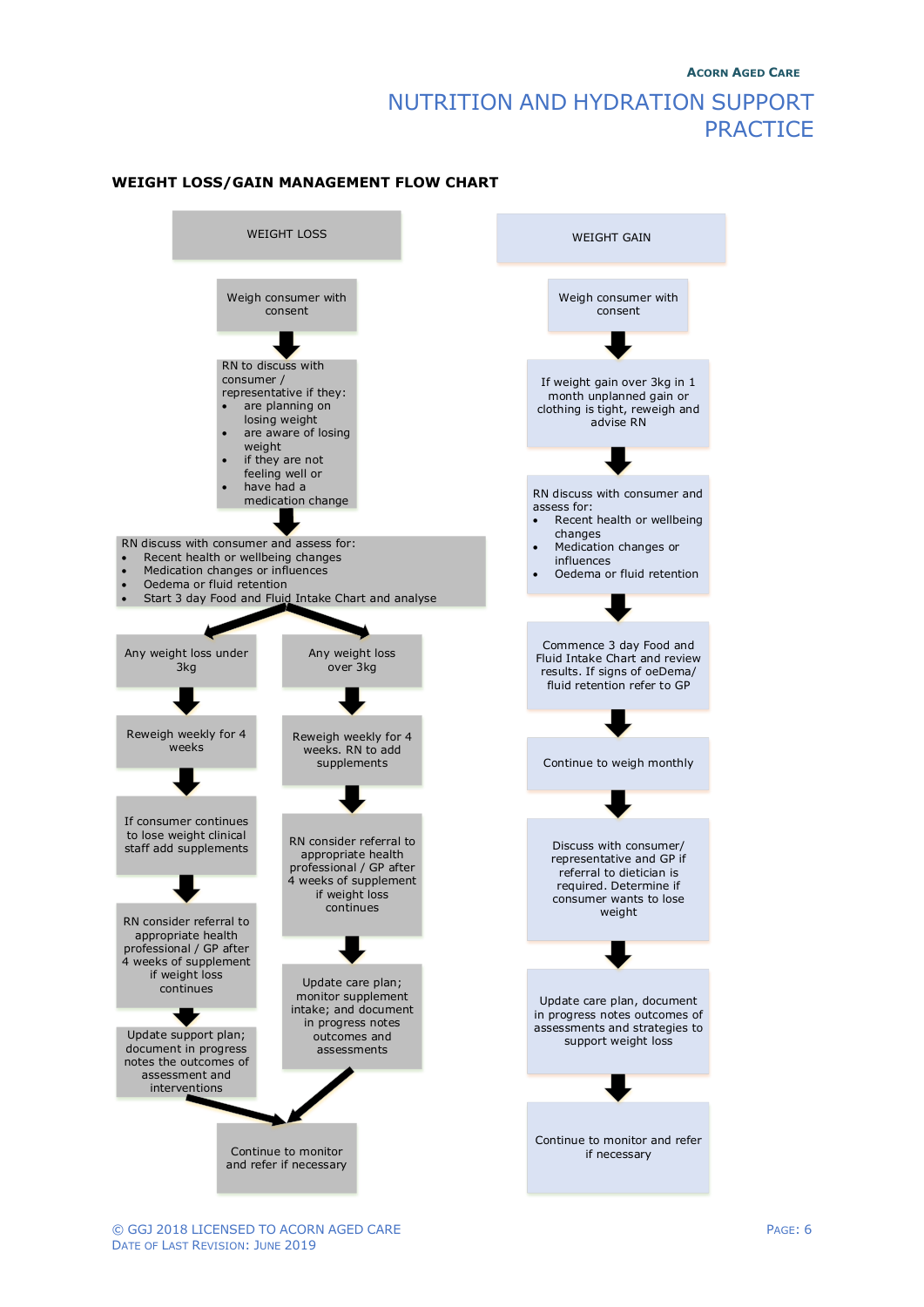## WEIGHT LOSS/GAIN MANAGEMENT FLOW CHART

### WEIGHT LOSS

Weigh consumer with consent

RN to discuss with consumer / representative if they:

- are planning on losing weight
- are aware of losing weight
- if they are not feeling well or
- have had a medication change

RN discuss with consumer and assess for:

- Recent health or wellbeing changes
- Medication changes or influences
- Oedema or fluid retention
- Start 3 day Food and Fluid Intake Chart and analyse

**Any weight loss under 3kg**

Reweigh weekly for 4 weeks

If consumer continues to lose weight clinical staff add supplements

RN consider referral to appropriate health professional / GP after 4 weeks of supplement if weight loss continues

Update support plan; document in progress notes the outcomes of assessment and interventions

**Any weight loss over 3kg**

Reweigh weekly for 4 weeks. RN to add supplements

RN consider referral to appropriate health professional / GP after 4 weeks of supplement if weight loss continues

Update care plan; monitor supplement intake; and document in progress notes outcomes and assessments

Continue to monitor and refer if necessary

### WEIGHT GAIN

Weigh consumer with consent

If weight gain over 3kg in 1 month unplanned gain or clothing is tight, reweigh and advise RN

RN discuss with consumer and assess for:

- Recent health or wellbeing changes
- Medication changes or influences
- Oedema or fluid retention

Commence 3 day Food and Fluid Intake Chart and review results. If signs of oeDema/ fluid retention refer to GP

Continue to weigh monthly

Discuss with consumer/ representative and GP if referral to dietician is required. Determine if consumer wants to lose weight

Update care plan, document in progress notes outcomes of assessments and strategies to support weight loss

Continue to monitor and refer if necessary